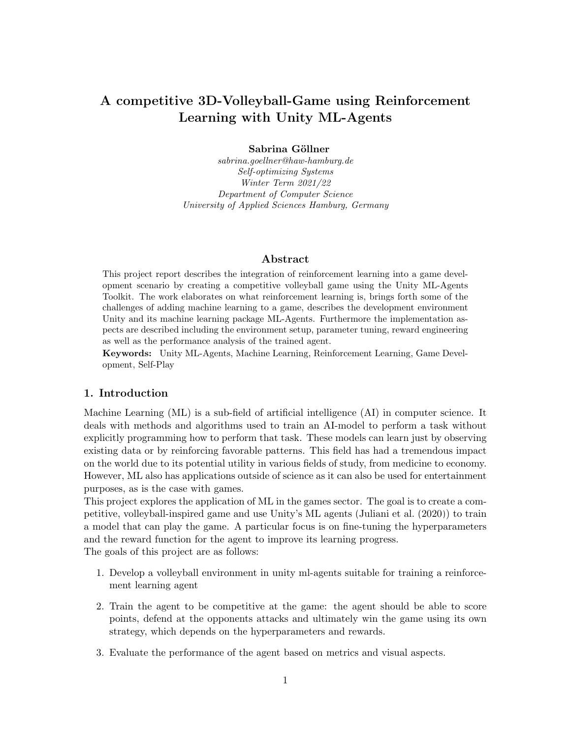# A competitive 3D-Volleyball-Game using Reinforcement Learning with Unity ML-Agents

**Sabrina Göllner**

*sabrina.goellner@haw-hamburg.de*
*Self-optimizing Systems*
*Winter Term 2021/22*
*Department of Computer Science*
*University of Applied Sciences Hamburg, Germany*

## Abstract

This project report describes the integration of reinforcement learning into a game development scenario by creating a competitive volleyball game using the Unity ML-Agents Toolkit. The work elaborates on what reinforcement learning is, brings forth some of the challenges of adding machine learning to a game, describes the development environment Unity and its machine learning package ML-Agents. Furthermore the implementation aspects are described including the environment setup, parameter tuning, reward engineering as well as the performance analysis of the trained agent.

**Keywords:** Unity ML-Agents, Machine Learning, Reinforcement Learning, Game Development, Self-Play

## 1. Introduction

Machine Learning (ML) is a sub-field of artificial intelligence (AI) in computer science. It deals with methods and algorithms used to train an AI-model to perform a task without explicitly programming how to perform that task. These models can learn just by observing existing data or by reinforcing favorable patterns. This field has had a tremendous impact on the world due to its potential utility in various fields of study, from medicine to economy. However, ML also has applications outside of science as it can also be used for entertainment purposes, as is the case with games.

This project explores the application of ML in the games sector. The goal is to create a competitive, volleyball-inspired game and use Unity's ML agents (Juliani et al. (2020)) to train a model that can play the game. A particular focus is on fine-tuning the hyperparameters and the reward function for the agent to improve its learning progress.

The goals of this project are as follows:

1. Develop a volleyball environment in unity ml-agents suitable for training a reinforcement learning agent
2. Train the agent to be competitive at the game: the agent should be able to score points, defend at the opponents attacks and ultimately win the game using its own strategy, which depends on the hyperparameters and rewards.
3. Evaluate the performance of the agent based on metrics and visual aspects.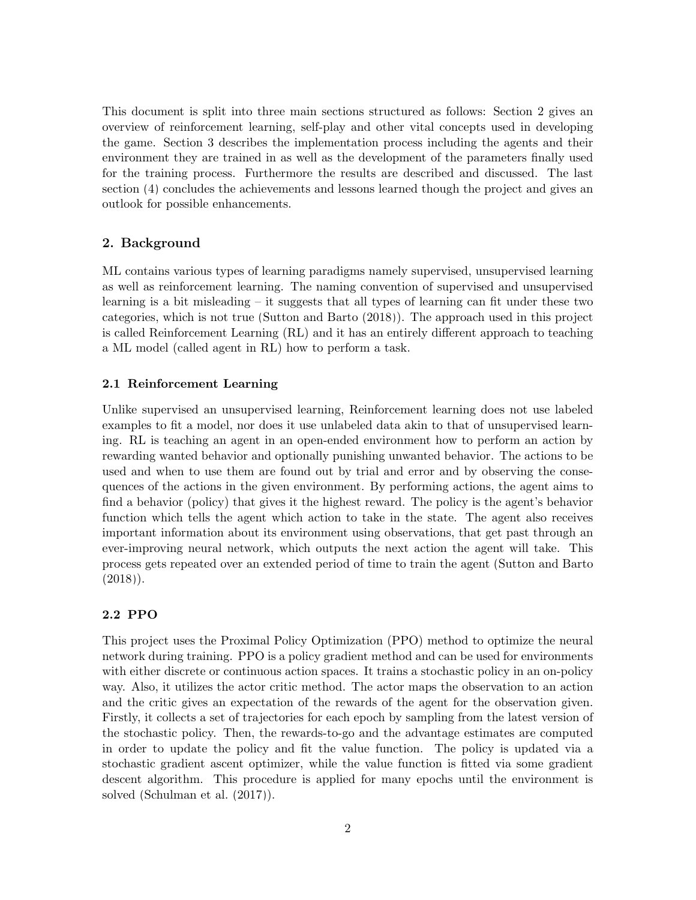This document is split into three main sections structured as follows: Section 2 gives an overview of reinforcement learning, self-play and other vital concepts used in developing the game. Section 3 describes the implementation process including the agents and their environment they are trained in as well as the development of the parameters finally used for the training process. Furthermore the results are described and discussed. The last section (4) concludes the achievements and lessons learned though the project and gives an outlook for possible enhancements.

## 2. Background

ML contains various types of learning paradigms namely supervised, unsupervised learning as well as reinforcement learning. The naming convention of supervised and unsupervised learning is a bit misleading – it suggests that all types of learning can fit under these two categories, which is not true (Sutton and Barto (2018)). The approach used in this project is called Reinforcement Learning (RL) and it has an entirely different approach to teaching a ML model (called agent in RL) how to perform a task.

### 2.1 Reinforcement Learning

Unlike supervised an unsupervised learning, Reinforcement learning does not use labeled examples to fit a model, nor does it use unlabeled data akin to that of unsupervised learning. RL is teaching an agent in an open-ended environment how to perform an action by rewarding wanted behavior and optionally punishing unwanted behavior. The actions to be used and when to use them are found out by trial and error and by observing the consequences of the actions in the given environment. By performing actions, the agent aims to find a behavior (policy) that gives it the highest reward. The policy is the agent's behavior function which tells the agent which action to take in the state. The agent also receives important information about its environment using observations, that get past through an ever-improving neural network, which outputs the next action the agent will take. This process gets repeated over an extended period of time to train the agent (Sutton and Barto (2018)).

### 2.2 PPO

This project uses the Proximal Policy Optimization (PPO) method to optimize the neural network during training. PPO is a policy gradient method and can be used for environments with either discrete or continuous action spaces. It trains a stochastic policy in an on-policy way. Also, it utilizes the actor critic method. The actor maps the observation to an action and the critic gives an expectation of the rewards of the agent for the observation given. Firstly, it collects a set of trajectories for each epoch by sampling from the latest version of the stochastic policy. Then, the rewards-to-go and the advantage estimates are computed in order to update the policy and fit the value function. The policy is updated via a stochastic gradient ascent optimizer, while the value function is fitted via some gradient descent algorithm. This procedure is applied for many epochs until the environment is solved (Schulman et al. (2017)).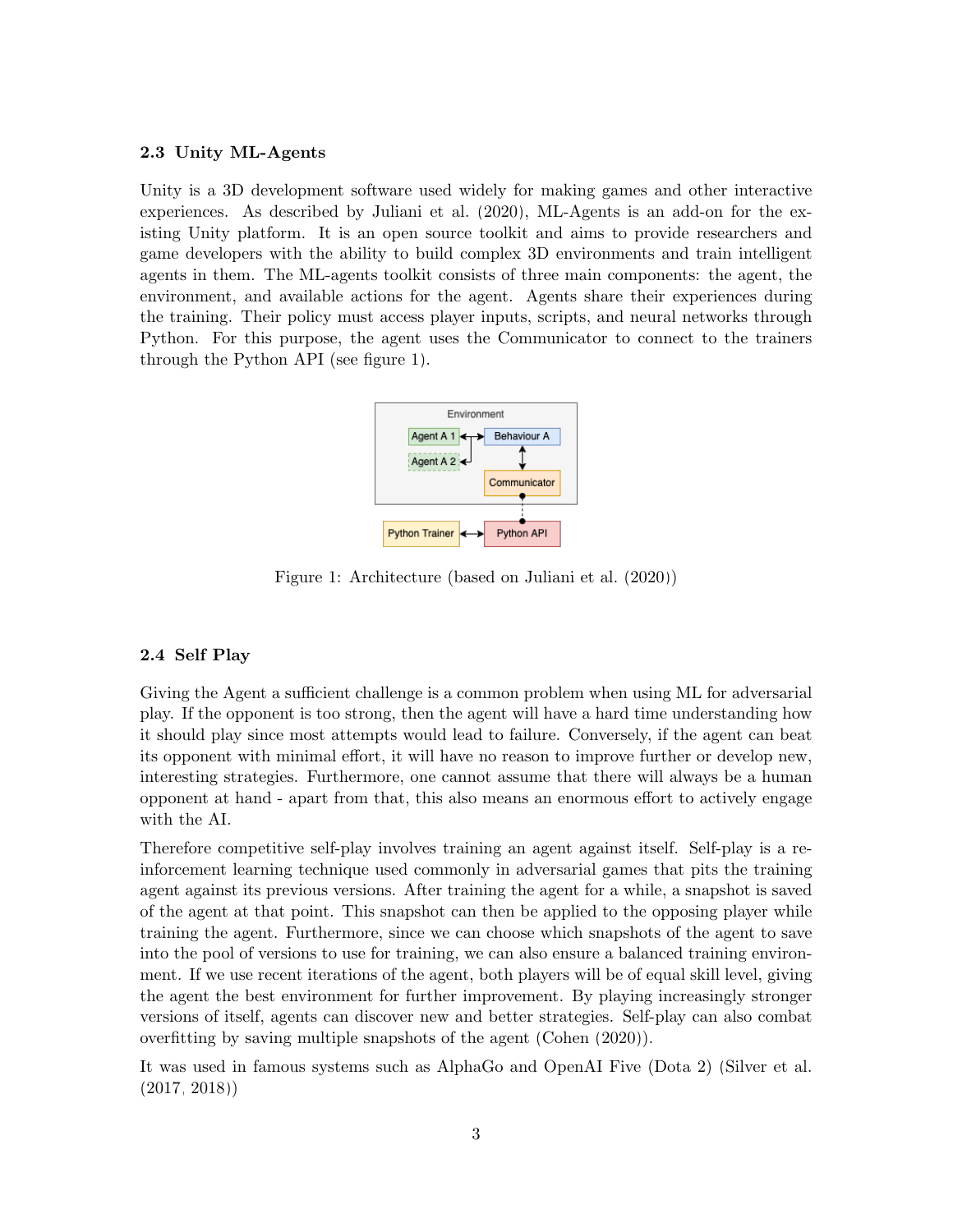### 2.3 Unity ML-Agents

Unity is a 3D development software used widely for making games and other interactive experiences. As described by Juliani et al. (2020), ML-Agents is an add-on for the existing Unity platform. It is an open source toolkit and aims to provide researchers and game developers with the ability to build complex 3D environments and train intelligent agents in them. The ML-agents toolkit consists of three main components: the agent, the environment, and available actions for the agent. Agents share their experiences during the training. Their policy must access player inputs, scripts, and neural networks through Python. For this purpose, the agent uses the Communicator to connect to the trainers through the Python API (see figure 1).

Figure 1: Architecture (based on Juliani et al. (2020))

### 2.4 Self Play

Giving the Agent a sufficient challenge is a common problem when using ML for adversarial play. If the opponent is too strong, then the agent will have a hard time understanding how it should play since most attempts would lead to failure. Conversely, if the agent can beat its opponent with minimal effort, it will have no reason to improve further or develop new, interesting strategies. Furthermore, one cannot assume that there will always be a human opponent at hand - apart from that, this also means an enormous effort to actively engage with the AI.

Therefore competitive self-play involves training an agent against itself. Self-play is a reinforcement learning technique used commonly in adversarial games that pits the training agent against its previous versions. After training the agent for a while, a snapshot is saved of the agent at that point. This snapshot can then be applied to the opposing player while training the agent. Furthermore, since we can choose which snapshots of the agent to save into the pool of versions to use for training, we can also ensure a balanced training environment. If we use recent iterations of the agent, both players will be of equal skill level, giving the agent the best environment for further improvement. By playing increasingly stronger versions of itself, agents can discover new and better strategies. Self-play can also combat overfitting by saving multiple snapshots of the agent (Cohen (2020)).

It was used in famous systems such as AlphaGo and OpenAI Five (Dota 2) (Silver et al. (2017, 2018))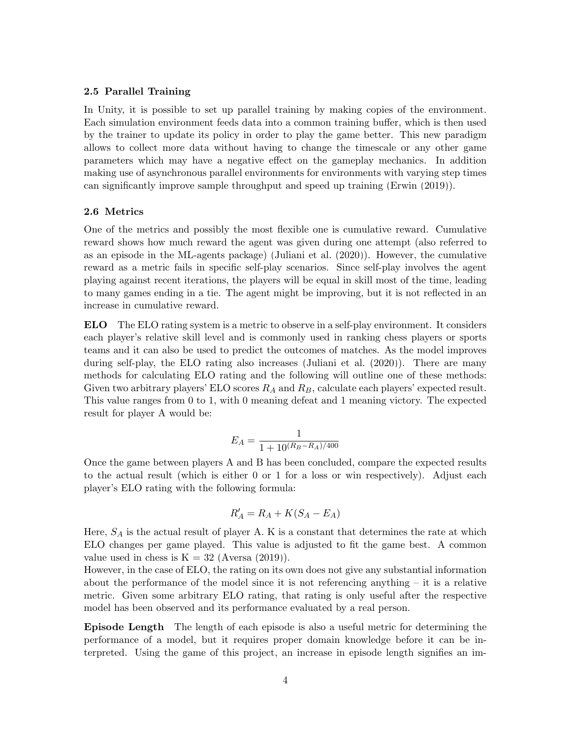### 2.5 Parallel Training

In Unity, it is possible to set up parallel training by making copies of the environment. Each simulation environment feeds data into a common training buffer, which is then used by the trainer to update its policy in order to play the game better. This new paradigm allows to collect more data without having to change the timescale or any other game parameters which may have a negative effect on the gameplay mechanics. In addition making use of asynchronous parallel environments for environments with varying step times can significantly improve sample throughput and speed up training (Erwin (2019)).

### 2.6 Metrics

One of the metrics and possibly the most flexible one is cumulative reward. Cumulative reward shows how much reward the agent was given during one attempt (also referred to as an episode in the ML-agents package) (Juliani et al. (2020)). However, the cumulative reward as a metric fails in specific self-play scenarios. Since self-play involves the agent playing against recent iterations, the players will be equal in skill most of the time, leading to many games ending in a tie. The agent might be improving, but it is not reflected in an increase in cumulative reward.

**ELO** The ELO rating system is a metric to observe in a self-play environment. It considers each player's relative skill level and is commonly used in ranking chess players or sports teams and it can also be used to predict the outcomes of matches. As the model improves during self-play, the ELO rating also increases (Juliani et al. (2020)). There are many methods for calculating ELO rating and the following will outline one of these methods: Given two arbitrary players' ELO scores $R_A$ and $R_B$, calculate each players' expected result. This value ranges from 0 to 1, with 0 meaning defeat and 1 meaning victory. The expected result for player A would be:

$$E_A = \frac{1}{1 + 10^{(R_B - R_A)/400}}$$

Once the game between players A and B has been concluded, compare the expected results to the actual result (which is either 0 or 1 for a loss or win respectively). Adjust each player's ELO rating with the following formula:

$$R'_A = R_A + K(S_A - E_A)$$

Here, $S_A$ is the actual result of player A. K is a constant that determines the rate at which ELO changes per game played. This value is adjusted to fit the game best. A common value used in chess is K = 32 (Aversa (2019)).
However, in the case of ELO, the rating on its own does not give any substantial information about the performance of the model since it is not referencing anything – it is a relative metric. Given some arbitrary ELO rating, that rating is only useful after the respective model has been observed and its performance evaluated by a real person.

**Episode Length** The length of each episode is also a useful metric for determining the performance of a model, but it requires proper domain knowledge before it can be interpreted. Using the game of this project, an increase in episode length signifies an im-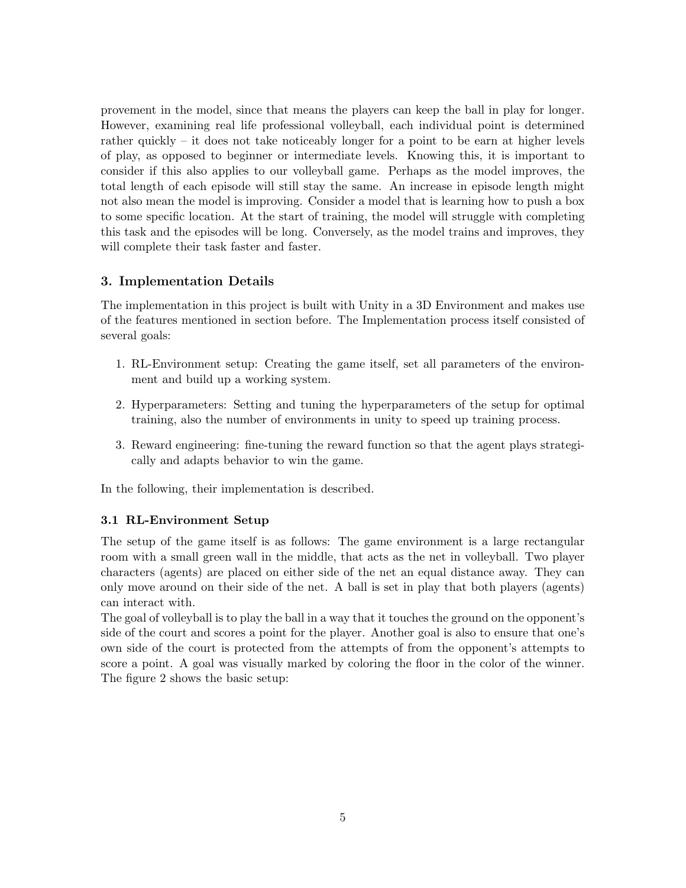provement in the model, since that means the players can keep the ball in play for longer. However, examining real life professional volleyball, each individual point is determined rather quickly – it does not take noticeably longer for a point to be earn at higher levels of play, as opposed to beginner or intermediate levels. Knowing this, it is important to consider if this also applies to our volleyball game. Perhaps as the model improves, the total length of each episode will still stay the same. An increase in episode length might not also mean the model is improving. Consider a model that is learning how to push a box to some specific location. At the start of training, the model will struggle with completing this task and the episodes will be long. Conversely, as the model trains and improves, they will complete their task faster and faster.

## 3. Implementation Details

The implementation in this project is built with Unity in a 3D Environment and makes use of the features mentioned in section before. The Implementation process itself consisted of several goals:

1. RL-Environment setup: Creating the game itself, set all parameters of the environment and build up a working system.
2. Hyperparameters: Setting and tuning the hyperparameters of the setup for optimal training, also the number of environments in unity to speed up training process.
3. Reward engineering: fine-tuning the reward function so that the agent plays strategically and adapts behavior to win the game.

In the following, their implementation is described.

### 3.1 RL-Environment Setup

The setup of the game itself is as follows: The game environment is a large rectangular room with a small green wall in the middle, that acts as the net in volleyball. Two player characters (agents) are placed on either side of the net an equal distance away. They can only move around on their side of the net. A ball is set in play that both players (agents) can interact with.

The goal of volleyball is to play the ball in a way that it touches the ground on the opponent's side of the court and scores a point for the player. Another goal is also to ensure that one's own side of the court is protected from the attempts of from the opponent's attempts to score a point. A goal was visually marked by coloring the floor in the color of the winner. The figure 2 shows the basic setup: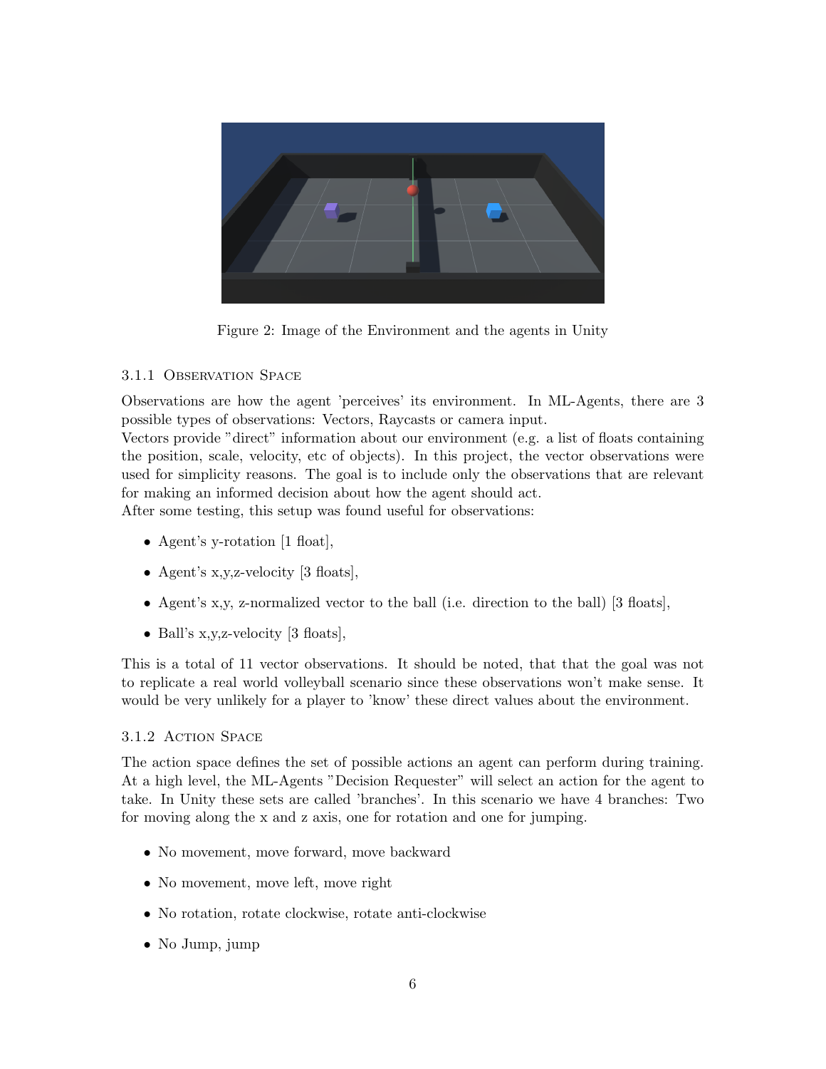Figure 2: Image of the Environment and the agents in Unity

### 3.1.1 Observation Space

Observations are how the agent 'perceives' its environment. In ML-Agents, there are 3 possible types of observations: Vectors, Raycasts or camera input.
Vectors provide "direct" information about our environment (e.g. a list of floats containing the position, scale, velocity, etc of objects). In this project, the vector observations were used for simplicity reasons. The goal is to include only the observations that are relevant for making an informed decision about how the agent should act.
After some testing, this setup was found useful for observations:

- Agent's y-rotation [1 float],
- Agent's x,y,z-velocity [3 floats],
- Agent's x,y, z-normalized vector to the ball (i.e. direction to the ball) [3 floats],
- Ball's x,y,z-velocity [3 floats],

This is a total of 11 vector observations. It should be noted, that that the goal was not to replicate a real world volleyball scenario since these observations won't make sense. It would be very unlikely for a player to 'know' these direct values about the environment.

### 3.1.2 Action Space

The action space defines the set of possible actions an agent can perform during training. At a high level, the ML-Agents "Decision Requester" will select an action for the agent to take. In Unity these sets are called 'branches'. In this scenario we have 4 branches: Two for moving along the x and z axis, one for rotation and one for jumping.

- No movement, move forward, move backward
- No movement, move left, move right
- No rotation, rotate clockwise, rotate anti-clockwise
- No Jump, jump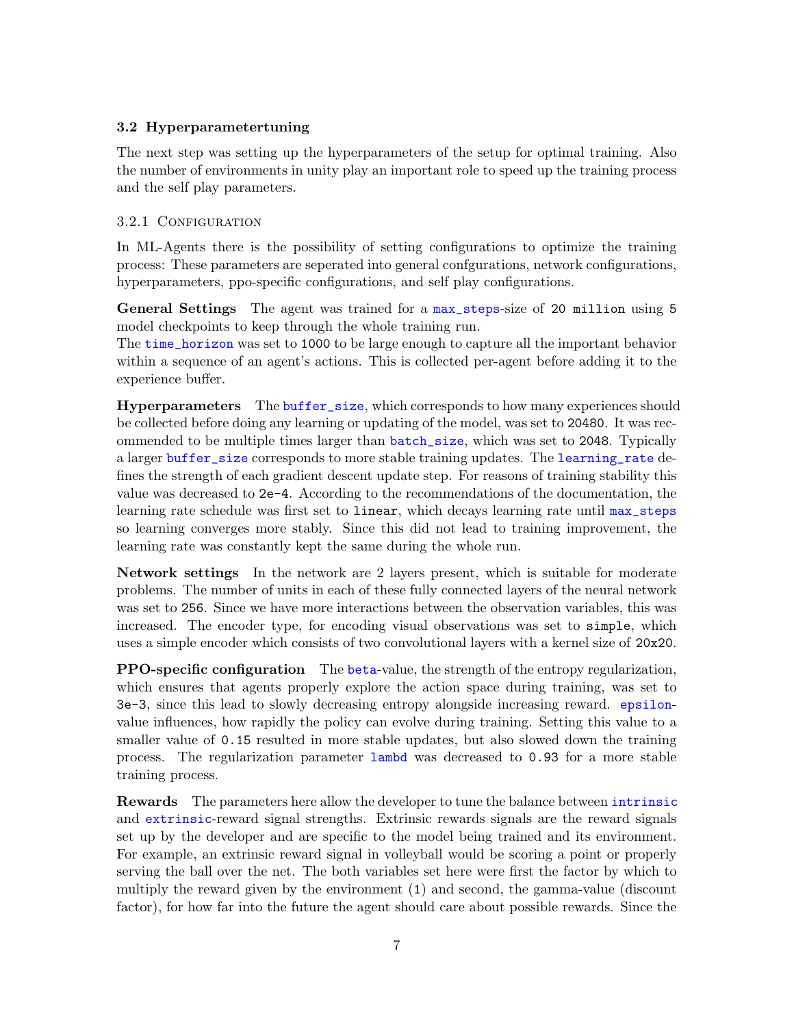### 3.2 Hyperparametertuning

The next step was setting up the hyperparameters of the setup for optimal training. Also the number of environments in unity play an important role to speed up the training process and the self play parameters.

#### 3.2.1 Configuration

In ML-Agents there is the possibility of setting configurations to optimize the training process: These parameters are seperated into general confgurations, network configurations, hyperparameters, ppo-specific configurations, and self play configurations.

**General Settings** The agent was trained for a `max_steps`-size of `20 million` using `5` model checkpoints to keep through the whole training run.
The `time_horizon` was set to `1000` to be large enough to capture all the important behavior within a sequence of an agent's actions. This is collected per-agent before adding it to the experience buffer.

**Hyperparameters** The `buffer_size`, which corresponds to how many experiences should be collected before doing any learning or updating of the model, was set to `20480`. It was recommended to be multiple times larger than `batch_size`, which was set to `2048`. Typically a larger `buffer_size` corresponds to more stable training updates. The `learning_rate` defines the strength of each gradient descent update step. For reasons of training stability this value was decreased to `2e-4`. According to the recommendations of the documentation, the learning rate schedule was first set to `linear`, which decays learning rate until `max_steps` so learning converges more stably. Since this did not lead to training improvement, the learning rate was constantly kept the same during the whole run.

**Network settings** In the network are 2 layers present, which is suitable for moderate problems. The number of units in each of these fully connected layers of the neural network was set to `256`. Since we have more interactions between the observation variables, this was increased. The encoder type, for encoding visual observations was set to `simple`, which uses a simple encoder which consists of two convolutional layers with a kernel size of `20x20`.

**PPO-specific configuration** The `beta`-value, the strength of the entropy regularization, which ensures that agents properly explore the action space during training, was set to `3e-3`, since this lead to slowly decreasing entropy alongside increasing reward. `epsilon`-value influences, how rapidly the policy can evolve during training. Setting this value to a smaller value of `0.15` resulted in more stable updates, but also slowed down the training process. The regularization parameter `lambd` was decreased to `0.93` for a more stable training process.

**Rewards** The parameters here allow the developer to tune the balance between `intrinsic` and `extrinsic`-reward signal strengths. Extrinsic rewards signals are the reward signals set up by the developer and are specific to the model being trained and its environment. For example, an extrinsic reward signal in volleyball would be scoring a point or properly serving the ball over the net. The both variables set here were first the factor by which to multiply the reward given by the environment (`1`) and second, the gamma-value (discount factor), for how far into the future the agent should care about possible rewards. Since the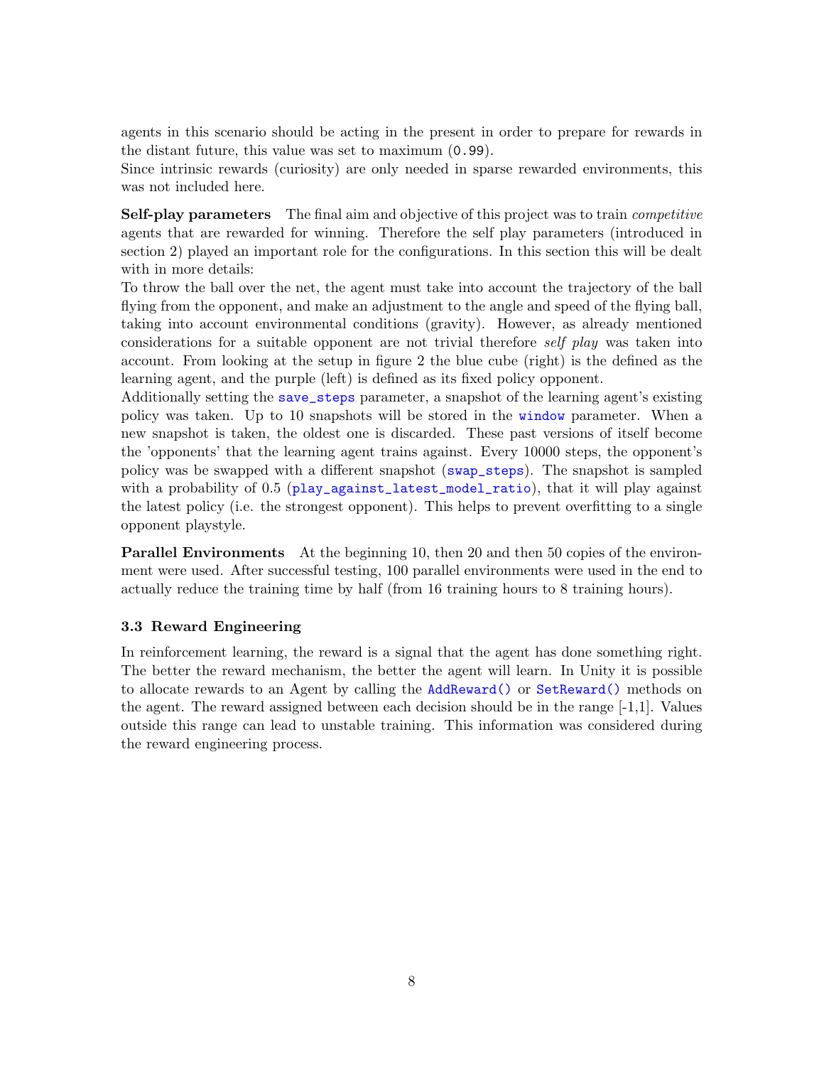agents in this scenario should be acting in the present in order to prepare for rewards in the distant future, this value was set to maximum (`0.99`).
Since intrinsic rewards (curiosity) are only needed in sparse rewarded environments, this was not included here.

**Self-play parameters** The final aim and objective of this project was to train *competitive* agents that are rewarded for winning. Therefore the self play parameters (introduced in section 2) played an important role for the configurations. In this section this will be dealt with in more details:
To throw the ball over the net, the agent must take into account the trajectory of the ball flying from the opponent, and make an adjustment to the angle and speed of the flying ball, taking into account environmental conditions (gravity). However, as already mentioned considerations for a suitable opponent are not trivial therefore *self play* was taken into account. From looking at the setup in figure 2 the blue cube (right) is the defined as the learning agent, and the purple (left) is defined as its fixed policy opponent.
Additionally setting the `save_steps` parameter, a snapshot of the learning agent's existing policy was taken. Up to 10 snapshots will be stored in the `window` parameter. When a new snapshot is taken, the oldest one is discarded. These past versions of itself become the 'opponents' that the learning agent trains against. Every 10000 steps, the opponent's policy was be swapped with a different snapshot (`swap_steps`). The snapshot is sampled with a probability of 0.5 (`play_against_latest_model_ratio`), that it will play against the latest policy (i.e. the strongest opponent). This helps to prevent overfitting to a single opponent playstyle.

**Parallel Environments** At the beginning 10, then 20 and then 50 copies of the environment were used. After successful testing, 100 parallel environments were used in the end to actually reduce the training time by half (from 16 training hours to 8 training hours).

### 3.3 Reward Engineering

In reinforcement learning, the reward is a signal that the agent has done something right. The better the reward mechanism, the better the agent will learn. In Unity it is possible to allocate rewards to an Agent by calling the `AddReward()` or `SetReward()` methods on the agent. The reward assigned between each decision should be in the range [-1,1]. Values outside this range can lead to unstable training. This information was considered during the reward engineering process.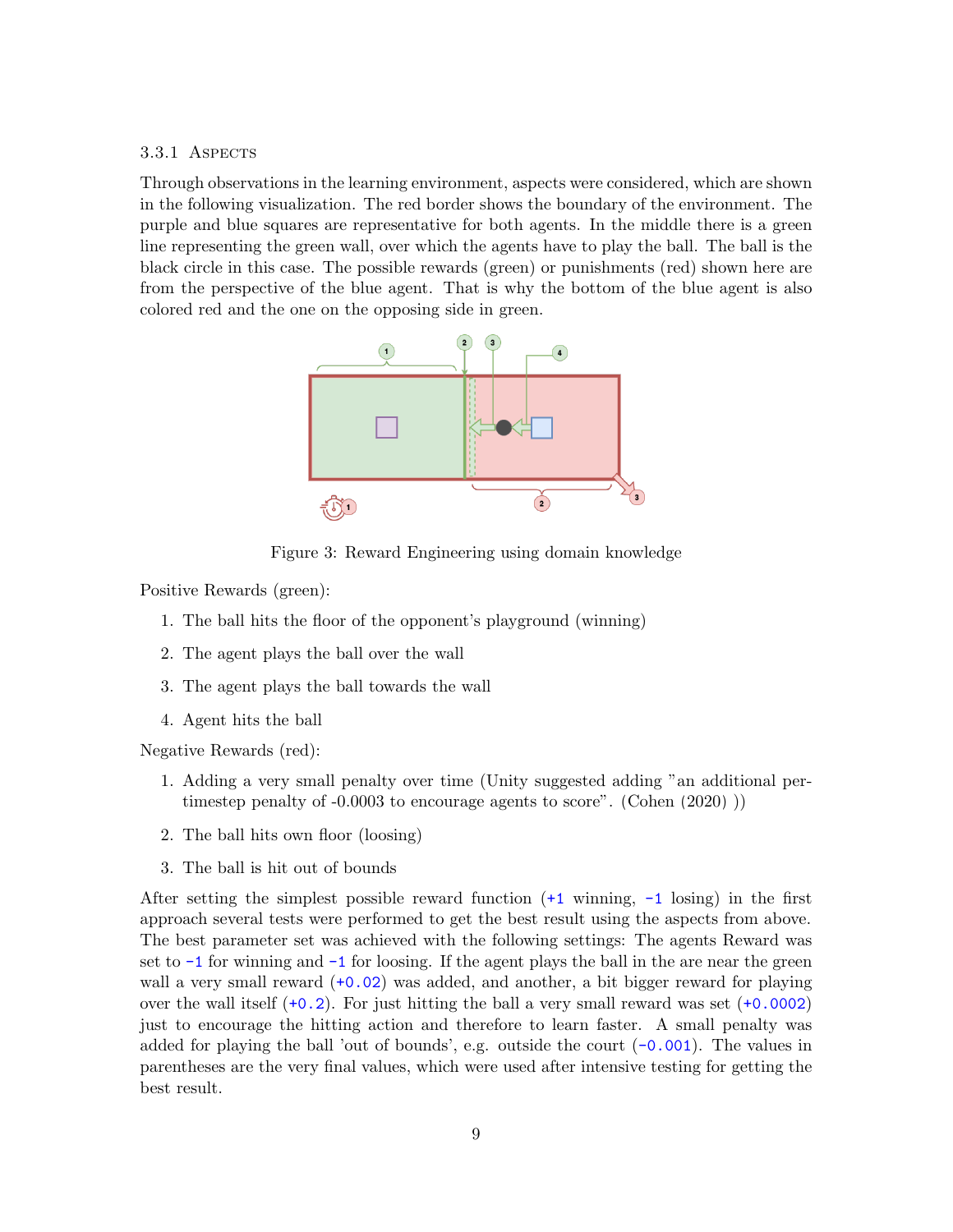### 3.3.1 Aspects

Through observations in the learning environment, aspects were considered, which are shown in the following visualization. The red border shows the boundary of the environment. The purple and blue squares are representative for both agents. In the middle there is a green line representing the green wall, over which the agents have to play the ball. The ball is the black circle in this case. The possible rewards (green) or punishments (red) shown here are from the perspective of the blue agent. That is why the bottom of the blue agent is also colored red and the one on the opposing side in green.

Figure 3: Reward Engineering using domain knowledge

Positive Rewards (green):

1. The ball hits the floor of the opponent's playground (winning)
2. The agent plays the ball over the wall
3. The agent plays the ball towards the wall
4. Agent hits the ball

Negative Rewards (red):

1. Adding a very small penalty over time (Unity suggested adding "an additional per-timestep penalty of -0.0003 to encourage agents to score". (Cohen (2020) ))
2. The ball hits own floor (loosing)
3. The ball is hit out of bounds

After setting the simplest possible reward function (`+1` winning, `-1` losing) in the first approach several tests were performed to get the best result using the aspects from above. The best parameter set was achieved with the following settings: The agents Reward was set to `-1` for winning and `-1` for loosing. If the agent plays the ball in the are near the green wall a very small reward (`+0.02`) was added, and another, a bit bigger reward for playing over the wall itself (`+0.2`). For just hitting the ball a very small reward was set (`+0.0002`) just to encourage the hitting action and therefore to learn faster. A small penalty was added for playing the ball 'out of bounds', e.g. outside the court (`-0.001`). The values in parentheses are the very final values, which were used after intensive testing for getting the best result.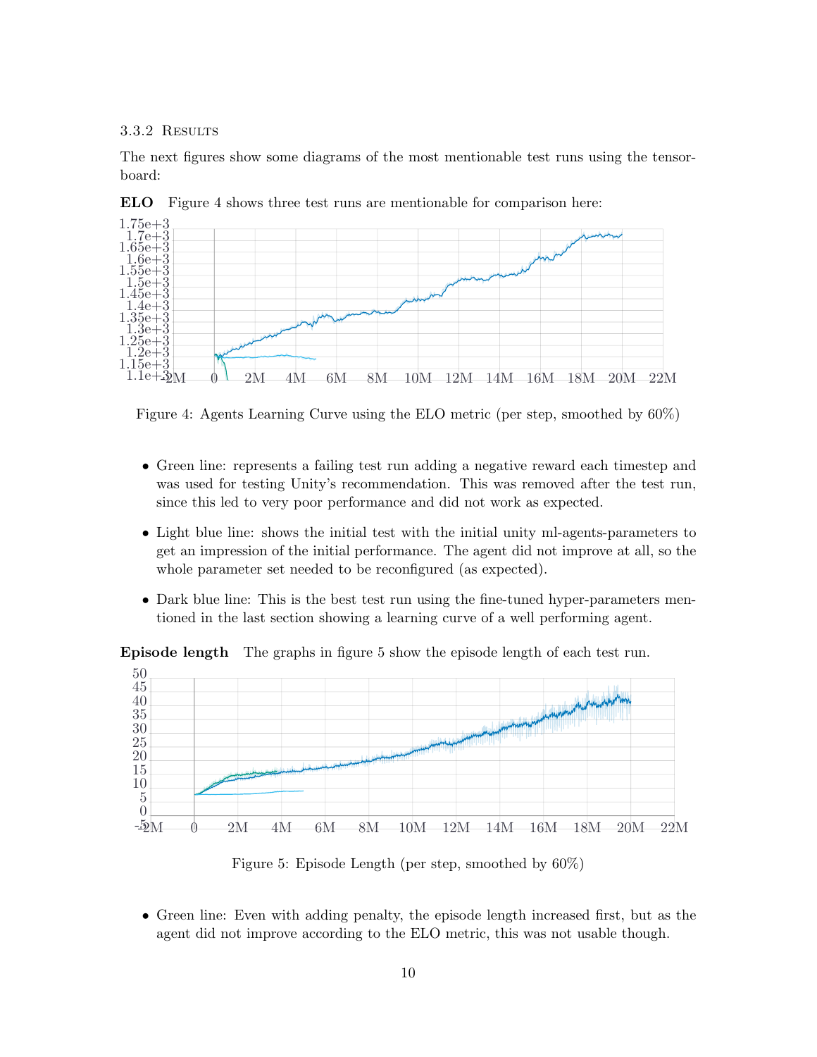### 3.3.2 Results

The next figures show some diagrams of the most mentionable test runs using the tensorboard:

**ELO** Figure 4 shows three test runs are mentionable for comparison here:

Figure 4: Agents Learning Curve using the ELO metric (per step, smoothed by 60%)

- Green line: represents a failing test run adding a negative reward each timestep and was used for testing Unity's recommendation. This was removed after the test run, since this led to very poor performance and did not work as expected.
- Light blue line: shows the initial test with the initial unity ml-agents-parameters to get an impression of the initial performance. The agent did not improve at all, so the whole parameter set needed to be reconfigured (as expected).
- Dark blue line: This is the best test run using the fine-tuned hyper-parameters mentioned in the last section showing a learning curve of a well performing agent.

**Episode length** The graphs in figure 5 show the episode length of each test run.

Figure 5: Episode Length (per step, smoothed by 60%)

- Green line: Even with adding penalty, the episode length increased first, but as the agent did not improve according to the ELO metric, this was not usable though.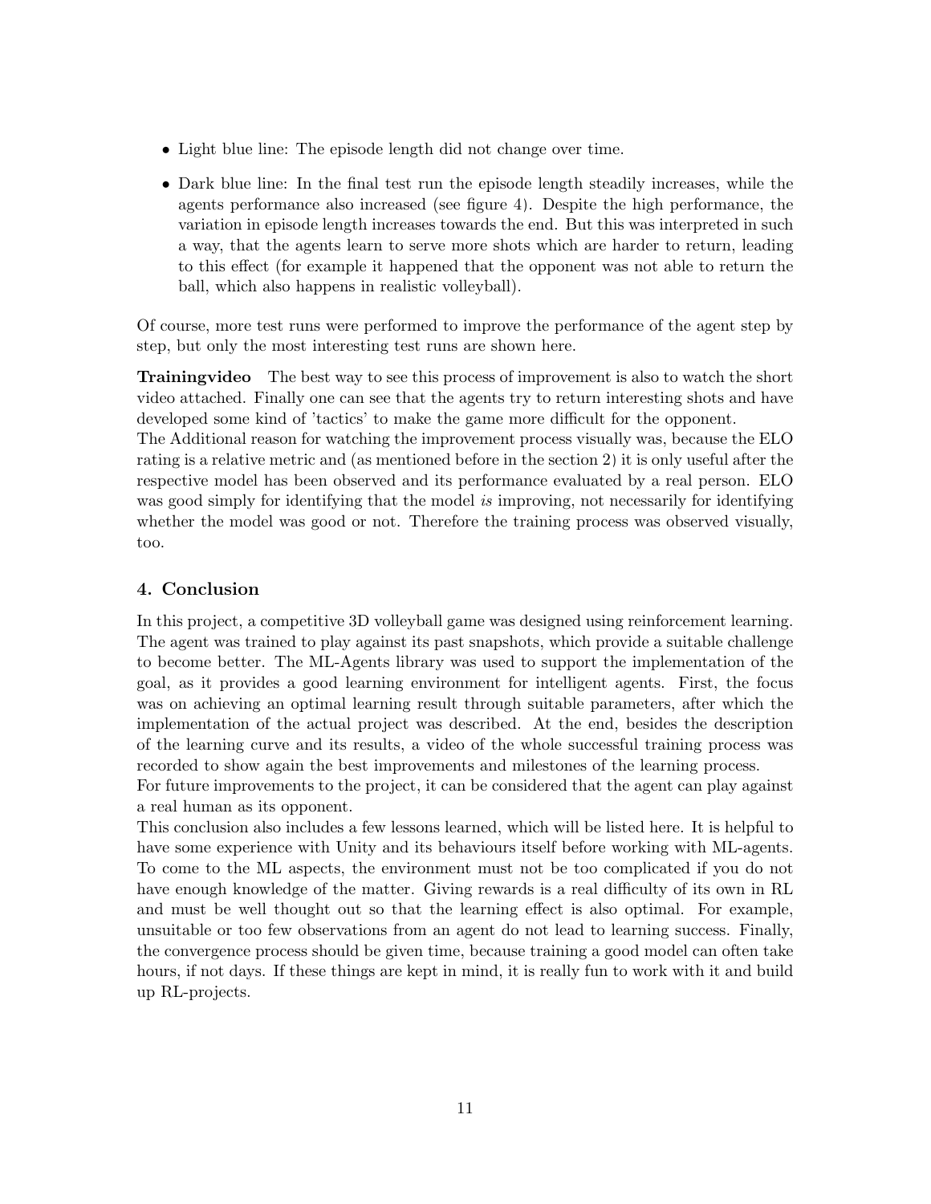- Light blue line: The episode length did not change over time.
- Dark blue line: In the final test run the episode length steadily increases, while the agents performance also increased (see figure 4). Despite the high performance, the variation in episode length increases towards the end. But this was interpreted in such a way, that the agents learn to serve more shots which are harder to return, leading to this effect (for example it happened that the opponent was not able to return the ball, which also happens in realistic volleyball).

Of course, more test runs were performed to improve the performance of the agent step by step, but only the most interesting test runs are shown here.

**Trainingvideo** The best way to see this process of improvement is also to watch the short video attached. Finally one can see that the agents try to return interesting shots and have developed some kind of 'tactics' to make the game more difficult for the opponent.
The Additional reason for watching the improvement process visually was, because the ELO rating is a relative metric and (as mentioned before in the section 2) it is only useful after the respective model has been observed and its performance evaluated by a real person. ELO was good simply for identifying that the model *is* improving, not necessarily for identifying whether the model was good or not. Therefore the training process was observed visually, too.

## 4. Conclusion

In this project, a competitive 3D volleyball game was designed using reinforcement learning. The agent was trained to play against its past snapshots, which provide a suitable challenge to become better. The ML-Agents library was used to support the implementation of the goal, as it provides a good learning environment for intelligent agents. First, the focus was on achieving an optimal learning result through suitable parameters, after which the implementation of the actual project was described. At the end, besides the description of the learning curve and its results, a video of the whole successful training process was recorded to show again the best improvements and milestones of the learning process.
For future improvements to the project, it can be considered that the agent can play against a real human as its opponent.
This conclusion also includes a few lessons learned, which will be listed here. It is helpful to have some experience with Unity and its behaviours itself before working with ML-agents. To come to the ML aspects, the environment must not be too complicated if you do not have enough knowledge of the matter. Giving rewards is a real difficulty of its own in RL and must be well thought out so that the learning effect is also optimal. For example, unsuitable or too few observations from an agent do not lead to learning success. Finally, the convergence process should be given time, because training a good model can often take hours, if not days. If these things are kept in mind, it is really fun to work with it and build up RL-projects.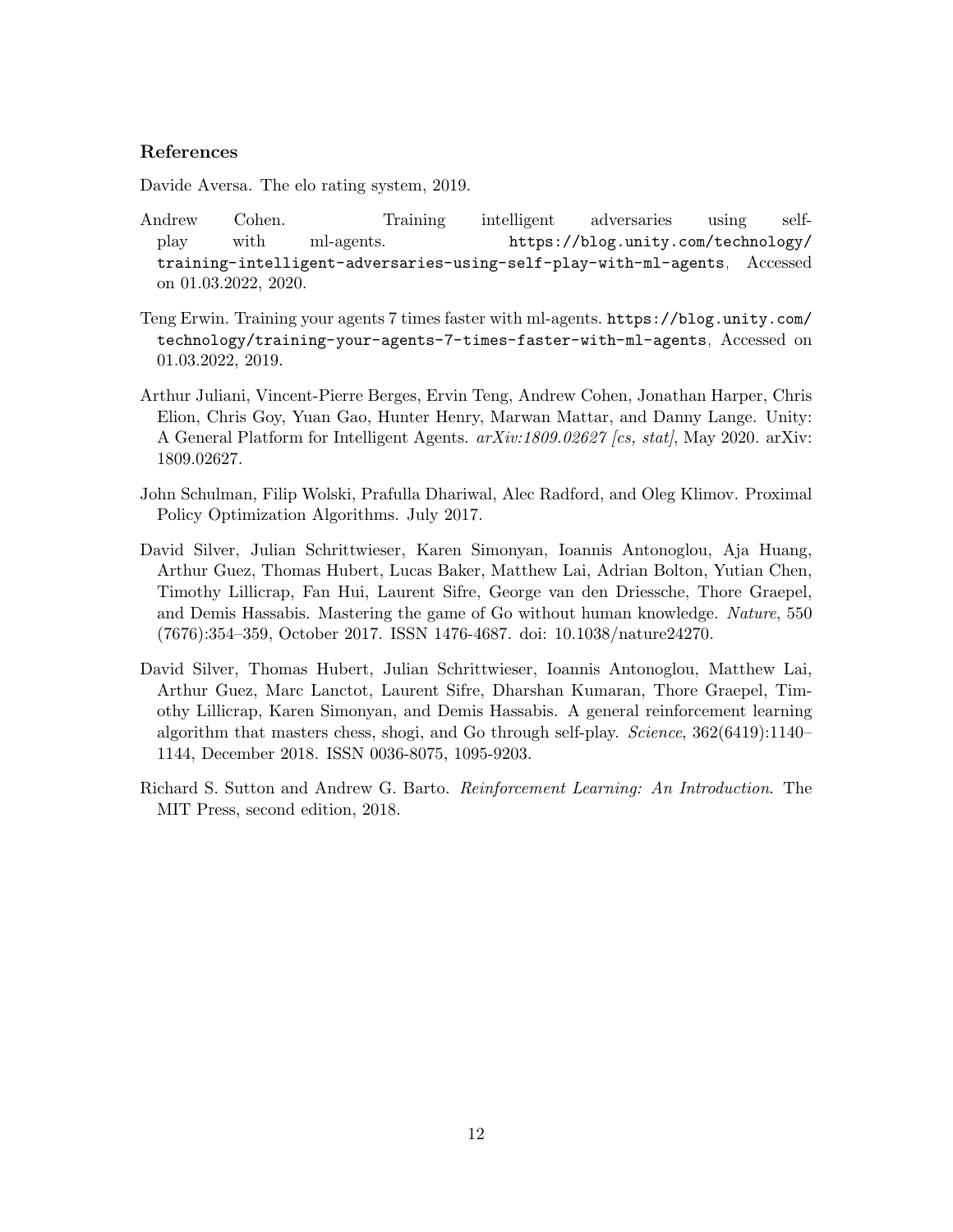## References

Davide Aversa. The elo rating system, 2019.

Andrew Cohen. Training intelligent adversaries using self-play with ml-agents. https://blog.unity.com/technology/training-intelligent-adversaries-using-self-play-with-ml-agents, Accessed on 01.03.2022, 2020.

Teng Erwin. Training your agents 7 times faster with ml-agents. https://blog.unity.com/technology/training-your-agents-7-times-faster-with-ml-agents, Accessed on 01.03.2022, 2019.

Arthur Juliani, Vincent-Pierre Berges, Ervin Teng, Andrew Cohen, Jonathan Harper, Chris Elion, Chris Goy, Yuan Gao, Hunter Henry, Marwan Mattar, and Danny Lange. Unity: A General Platform for Intelligent Agents. *arXiv:1809.02627 [cs, stat]*, May 2020. arXiv: 1809.02627.

John Schulman, Filip Wolski, Prafulla Dhariwal, Alec Radford, and Oleg Klimov. Proximal Policy Optimization Algorithms. July 2017.

David Silver, Julian Schrittwieser, Karen Simonyan, Ioannis Antonoglou, Aja Huang, Arthur Guez, Thomas Hubert, Lucas Baker, Matthew Lai, Adrian Bolton, Yutian Chen, Timothy Lillicrap, Fan Hui, Laurent Sifre, George van den Driessche, Thore Graepel, and Demis Hassabis. Mastering the game of Go without human knowledge. *Nature*, 550 (7676):354–359, October 2017. ISSN 1476-4687. doi: 10.1038/nature24270.

David Silver, Thomas Hubert, Julian Schrittwieser, Ioannis Antonoglou, Matthew Lai, Arthur Guez, Marc Lanctot, Laurent Sifre, Dharshan Kumaran, Thore Graepel, Timothy Lillicrap, Karen Simonyan, and Demis Hassabis. A general reinforcement learning algorithm that masters chess, shogi, and Go through self-play. *Science*, 362(6419):1140–1144, December 2018. ISSN 0036-8075, 1095-9203.

Richard S. Sutton and Andrew G. Barto. *Reinforcement Learning: An Introduction*. The MIT Press, second edition, 2018.